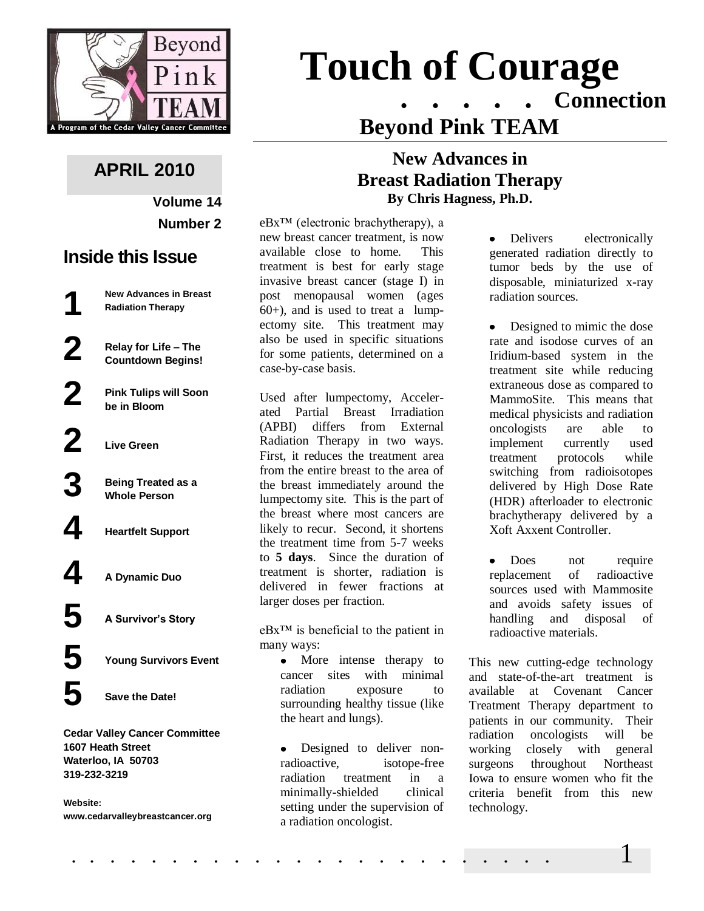# Touch of Courage

**. . . . . Connection**

## Beyond Pink TEAM

**APRIL 2010**

**Volume 14**

**Number 2**

## Inside this Issue

| | |
|---|---|
| **1** | **New Advances in Breast Radiation Therapy** |
| **2** | **Relay for Life – The Countdown Begins!** |
| **2** | **Pink Tulips will Soon be in Bloom** |
| **2** | **Live Green** |
| **3** | **Being Treated as a Whole Person** |
| **4** | **Heartfelt Support** |
| **4** | **A Dynamic Duo** |
| **5** | **A Survivor's Story** |
| **5** | **Young Survivors Event** |
| **5** | **Save the Date!** |

**Cedar Valley Cancer Committee**
**1607 Heath Street**
**Waterloo, IA 50703**
**319-232-3219**

**Website:**
**www.cedarvalleybreastcancer.org**

## New Advances in Breast Radiation Therapy

**By Chris Hagness, Ph.D.**

eBx™ (electronic brachytherapy), a new breast cancer treatment, is now available close to home. This treatment is best for early stage invasive breast cancer (stage I) in post menopausal women (ages 60+), and is used to treat a lumpectomy site. This treatment may also be used in specific situations for some patients, determined on a case-by-case basis.

Used after lumpectomy, Accelerated Partial Breast Irradiation (APBI) differs from External Radiation Therapy in two ways. First, it reduces the treatment area from the entire breast to the area of the breast immediately around the lumpectomy site. This is the part of the breast where most cancers are likely to recur. Second, it shortens the treatment time from 5-7 weeks to **5 days**. Since the duration of treatment is shorter, radiation is delivered in fewer fractions at larger doses per fraction.

eBx™ is beneficial to the patient in many ways:

- More intense therapy to cancer sites with minimal radiation exposure to surrounding healthy tissue (like the heart and lungs).
- Designed to deliver non-radioactive, isotope-free radiation treatment in a minimally-shielded clinical setting under the supervision of a radiation oncologist.
- Delivers electronically generated radiation directly to tumor beds by the use of disposable, miniaturized x-ray radiation sources.
- Designed to mimic the dose rate and isodose curves of an Iridium-based system in the treatment site while reducing extraneous dose as compared to MammoSite. This means that medical physicists and radiation oncologists are able to implement currently used treatment protocols while switching from radioisotopes delivered by High Dose Rate (HDR) afterloader to electronic brachytherapy delivered by a Xoft Axxent Controller.
- Does not require replacement of radioactive sources used with Mammosite and avoids safety issues of handling and disposal of radioactive materials.

This new cutting-edge technology and state-of-the-art treatment is available at Covenant Cancer Treatment Therapy department to patients in our community. Their radiation oncologists will be working closely with general surgeons throughout Northeast Iowa to ensure women who fit the criteria benefit from this new technology.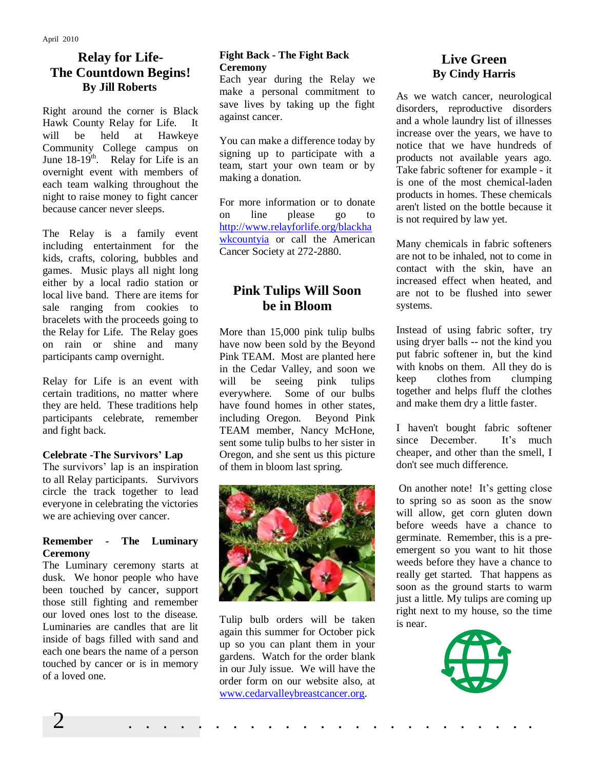# Relay for Life- The Countdown Begins!

**By Jill Roberts**

Right around the corner is Black Hawk County Relay for Life. It will be held at Hawkeye Community College campus on June 18-19th. Relay for Life is an overnight event with members of each team walking throughout the night to raise money to fight cancer because cancer never sleeps.

The Relay is a family event including entertainment for the kids, crafts, coloring, bubbles and games. Music plays all night long either by a local radio station or local live band. There are items for sale ranging from cookies to bracelets with the proceeds going to the Relay for Life. The Relay goes on rain or shine and many participants camp overnight.

Relay for Life is an event with certain traditions, no matter where they are held. These traditions help participants celebrate, remember and fight back.

**Celebrate -The Survivors' Lap**

The survivors' lap is an inspiration to all Relay participants. Survivors circle the track together to lead everyone in celebrating the victories we are achieving over cancer.

**Remember - The Luminary Ceremony**

The Luminary ceremony starts at dusk. We honor people who have been touched by cancer, support those still fighting and remember our loved ones lost to the disease. Luminaries are candles that are lit inside of bags filled with sand and each one bears the name of a person touched by cancer or is in memory of a loved one.

**Fight Back - The Fight Back Ceremony**

Each year during the Relay we make a personal commitment to save lives by taking up the fight against cancer.

You can make a difference today by signing up to participate with a team, start your own team or by making a donation.

For more information or to donate on line please go to http://www.relayforlife.org/blackhawkcountyia or call the American Cancer Society at 272-2880.

# Pink Tulips Will Soon be in Bloom

More than 15,000 pink tulip bulbs have now been sold by the Beyond Pink TEAM. Most are planted here in the Cedar Valley, and soon we will be seeing pink tulips everywhere. Some of our bulbs have found homes in other states, including Oregon. Beyond Pink TEAM member, Nancy McHone, sent some tulip bulbs to her sister in Oregon, and she sent us this picture of them in bloom last spring.

Tulip bulb orders will be taken again this summer for October pick up so you can plant them in your gardens. Watch for the order blank in our July issue. We will have the order form on our website also, at www.cedarvalleybreastcancer.org.

# Live Green

**By Cindy Harris**

As we watch cancer, neurological disorders, reproductive disorders and a whole laundry list of illnesses increase over the years, we have to notice that we have hundreds of products not available years ago. Take fabric softener for example - it is one of the most chemical-laden products in homes. These chemicals aren't listed on the bottle because it is not required by law yet.

Many chemicals in fabric softeners are not to be inhaled, not to come in contact with the skin, have an increased effect when heated, and are not to be flushed into sewer systems.

Instead of using fabric softer, try using dryer balls -- not the kind you put fabric softener in, but the kind with knobs on them. All they do is keep clothes from clumping together and helps fluff the clothes and make them dry a little faster.

I haven't bought fabric softener since December. It's much cheaper, and other than the smell, I don't see much difference.

On another note! It's getting close to spring so as soon as the snow will allow, get corn gluten down before weeds have a chance to germinate. Remember, this is a pre-emergent so you want to hit those weeds before they have a chance to really get started. That happens as soon as the ground starts to warm just a little. My tulips are coming up right next to my house, so the time is near.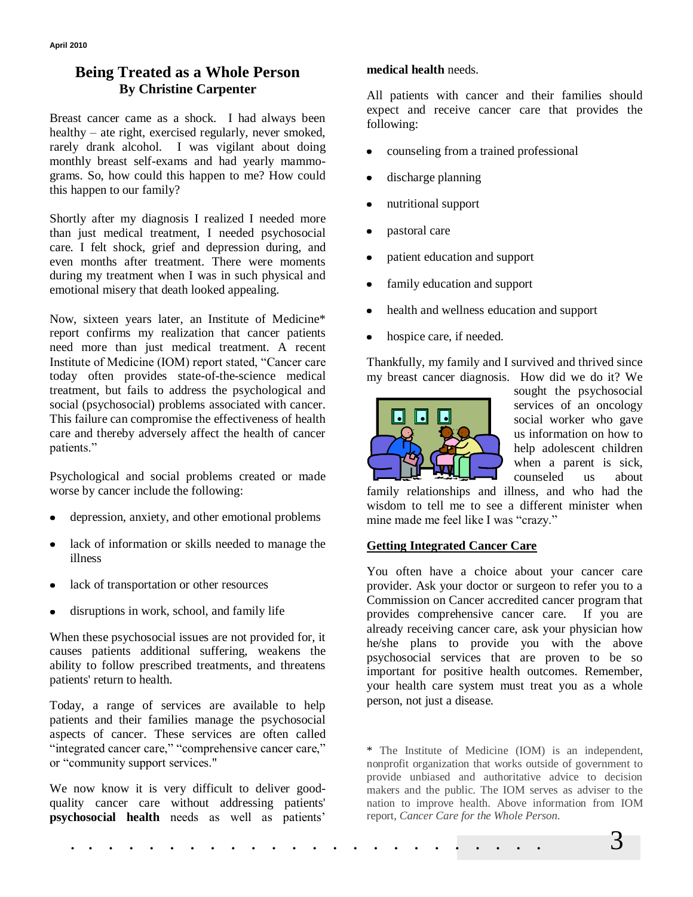# Being Treated as a Whole Person

**By Christine Carpenter**

Breast cancer came as a shock. I had always been healthy – ate right, exercised regularly, never smoked, rarely drank alcohol. I was vigilant about doing monthly breast self-exams and had yearly mammograms. So, how could this happen to me? How could this happen to our family?

Shortly after my diagnosis I realized I needed more than just medical treatment, I needed psychosocial care. I felt shock, grief and depression during, and even months after treatment. There were moments during my treatment when I was in such physical and emotional misery that death looked appealing.

Now, sixteen years later, an Institute of Medicine* report confirms my realization that cancer patients need more than just medical treatment. A recent Institute of Medicine (IOM) report stated, "Cancer care today often provides state-of-the-science medical treatment, but fails to address the psychological and social (psychosocial) problems associated with cancer. This failure can compromise the effectiveness of health care and thereby adversely affect the health of cancer patients."

Psychological and social problems created or made worse by cancer include the following:

- depression, anxiety, and other emotional problems
- lack of information or skills needed to manage the illness
- lack of transportation or other resources
- disruptions in work, school, and family life

When these psychosocial issues are not provided for, it causes patients additional suffering, weakens the ability to follow prescribed treatments, and threatens patients' return to health.

Today, a range of services are available to help patients and their families manage the psychosocial aspects of cancer. These services are often called "integrated cancer care," "comprehensive cancer care," or "community support services."

We now know it is very difficult to deliver good-quality cancer care without addressing patients' **psychosocial health** needs as well as patients' **medical health** needs.

All patients with cancer and their families should expect and receive cancer care that provides the following:

- counseling from a trained professional
- discharge planning
- nutritional support
- pastoral care
- patient education and support
- family education and support
- health and wellness education and support
- hospice care, if needed.

Thankfully, my family and I survived and thrived since my breast cancer diagnosis. How did we do it? We sought the psychosocial services of an oncology social worker who gave us information on how to help adolescent children when a parent is sick, counseled us about family relationships and illness, and who had the wisdom to tell me to see a different minister when mine made me feel like I was "crazy."

## Getting Integrated Cancer Care

You often have a choice about your cancer care provider. Ask your doctor or surgeon to refer you to a Commission on Cancer accredited cancer program that provides comprehensive cancer care. If you are already receiving cancer care, ask your physician how he/she plans to provide you with the above psychosocial services that are proven to be so important for positive health outcomes. Remember, your health care system must treat you as a whole person, not just a disease.

\* The Institute of Medicine (IOM) is an independent, nonprofit organization that works outside of government to provide unbiased and authoritative advice to decision makers and the public. The IOM serves as adviser to the nation to improve health. Above information from IOM report, *Cancer Care for the Whole Person.*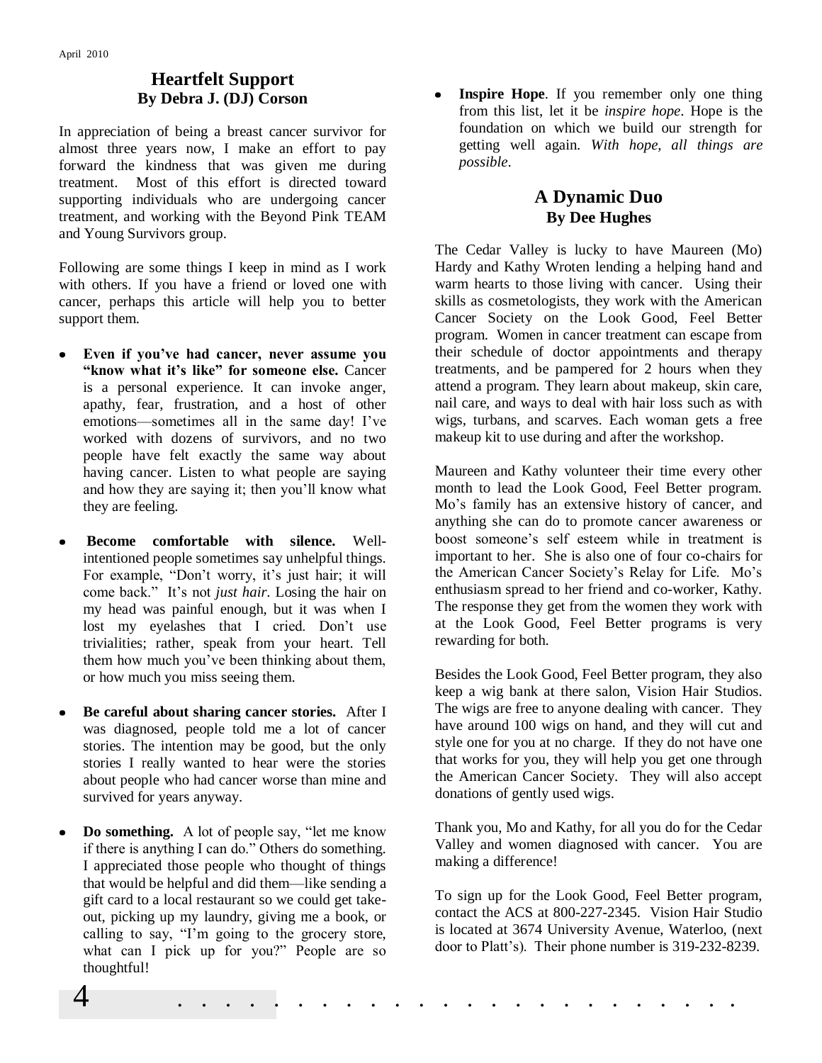## Heartfelt Support
### By Debra J. (DJ) Corson

In appreciation of being a breast cancer survivor for almost three years now, I make an effort to pay forward the kindness that was given me during treatment. Most of this effort is directed toward supporting individuals who are undergoing cancer treatment, and working with the Beyond Pink TEAM and Young Survivors group.

Following are some things I keep in mind as I work with others. If you have a friend or loved one with cancer, perhaps this article will help you to better support them.

- **Even if you've had cancer, never assume you "know what it's like" for someone else.** Cancer is a personal experience. It can invoke anger, apathy, fear, frustration, and a host of other emotions—sometimes all in the same day! I've worked with dozens of survivors, and no two people have felt exactly the same way about having cancer. Listen to what people are saying and how they are saying it; then you'll know what they are feeling.

- **Become comfortable with silence.** Well-intentioned people sometimes say unhelpful things. For example, "Don't worry, it's just hair; it will come back." It's not *just hair*. Losing the hair on my head was painful enough, but it was when I lost my eyelashes that I cried. Don't use trivialities; rather, speak from your heart. Tell them how much you've been thinking about them, or how much you miss seeing them.

- **Be careful about sharing cancer stories.** After I was diagnosed, people told me a lot of cancer stories. The intention may be good, but the only stories I really wanted to hear were the stories about people who had cancer worse than mine and survived for years anyway.

- **Do something.** A lot of people say, "let me know if there is anything I can do." Others do something. I appreciated those people who thought of things that would be helpful and did them—like sending a gift card to a local restaurant so we could get take-out, picking up my laundry, giving me a book, or calling to say, "I'm going to the grocery store, what can I pick up for you?" People are so thoughtful!

- **Inspire Hope**. If you remember only one thing from this list, let it be *inspire hope*. Hope is the foundation on which we build our strength for getting well again. *With hope, all things are possible*.

## A Dynamic Duo
### By Dee Hughes

The Cedar Valley is lucky to have Maureen (Mo) Hardy and Kathy Wroten lending a helping hand and warm hearts to those living with cancer. Using their skills as cosmetologists, they work with the American Cancer Society on the Look Good, Feel Better program. Women in cancer treatment can escape from their schedule of doctor appointments and therapy treatments, and be pampered for 2 hours when they attend a program. They learn about makeup, skin care, nail care, and ways to deal with hair loss such as with wigs, turbans, and scarves. Each woman gets a free makeup kit to use during and after the workshop.

Maureen and Kathy volunteer their time every other month to lead the Look Good, Feel Better program. Mo's family has an extensive history of cancer, and anything she can do to promote cancer awareness or boost someone's self esteem while in treatment is important to her. She is also one of four co-chairs for the American Cancer Society's Relay for Life. Mo's enthusiasm spread to her friend and co-worker, Kathy. The response they get from the women they work with at the Look Good, Feel Better programs is very rewarding for both.

Besides the Look Good, Feel Better program, they also keep a wig bank at there salon, Vision Hair Studios. The wigs are free to anyone dealing with cancer. They have around 100 wigs on hand, and they will cut and style one for you at no charge. If they do not have one that works for you, they will help you get one through the American Cancer Society. They will also accept donations of gently used wigs.

Thank you, Mo and Kathy, for all you do for the Cedar Valley and women diagnosed with cancer. You are making a difference!

To sign up for the Look Good, Feel Better program, contact the ACS at 800-227-2345. Vision Hair Studio is located at 3674 University Avenue, Waterloo, (next door to Platt's). Their phone number is 319-232-8239.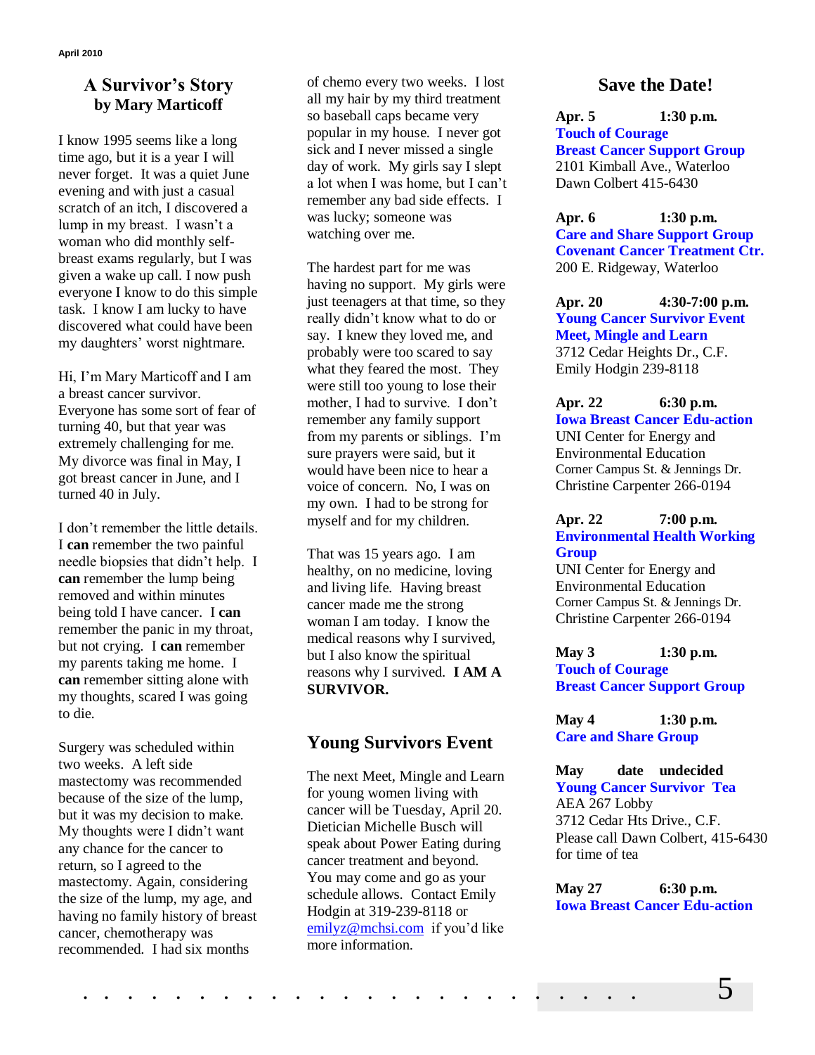## A Survivor's Story
### by Mary Marticoff

I know 1995 seems like a long time ago, but it is a year I will never forget. It was a quiet June evening and with just a casual scratch of an itch, I discovered a lump in my breast. I wasn't a woman who did monthly self-breast exams regularly, but I was given a wake up call. I now push everyone I know to do this simple task. I know I am lucky to have discovered what could have been my daughters' worst nightmare.

Hi, I'm Mary Marticoff and I am a breast cancer survivor. Everyone has some sort of fear of turning 40, but that year was extremely challenging for me. My divorce was final in May, I got breast cancer in June, and I turned 40 in July.

I don't remember the little details. I **can** remember the two painful needle biopsies that didn't help. I **can** remember the lump being removed and within minutes being told I have cancer. I **can** remember the panic in my throat, but not crying. I **can** remember my parents taking me home. I **can** remember sitting alone with my thoughts, scared I was going to die.

Surgery was scheduled within two weeks. A left side mastectomy was recommended because of the size of the lump, but it was my decision to make. My thoughts were I didn't want any chance for the cancer to return, so I agreed to the mastectomy. Again, considering the size of the lump, my age, and having no family history of breast cancer, chemotherapy was recommended. I had six months of chemo every two weeks. I lost all my hair by my third treatment so baseball caps became very popular in my house. I never got sick and I never missed a single day of work. My girls say I slept a lot when I was home, but I can't remember any bad side effects. I was lucky; someone was watching over me.

The hardest part for me was having no support. My girls were just teenagers at that time, so they really didn't know what to do or say. I knew they loved me, and probably were too scared to say what they feared the most. They were still too young to lose their mother, I had to survive. I don't remember any family support from my parents or siblings. I'm sure prayers were said, but it would have been nice to hear a voice of concern. No, I was on my own. I had to be strong for myself and for my children.

That was 15 years ago. I am healthy, on no medicine, loving and living life. Having breast cancer made me the strong woman I am today. I know the medical reasons why I survived, but I also know the spiritual reasons why I survived. **I AM A SURVIVOR.**

## Young Survivors Event

The next Meet, Mingle and Learn for young women living with cancer will be Tuesday, April 20. Dietician Michelle Busch will speak about Power Eating during cancer treatment and beyond. You may come and go as your schedule allows. Contact Emily Hodgin at 319-239-8118 or emilyz@mchsi.com if you'd like more information.

## Save the Date!

**Apr. 5 1:30 p.m.**
**Touch of Courage**
**Breast Cancer Support Group**
2101 Kimball Ave., Waterloo
Dawn Colbert 415-6430

**Apr. 6 1:30 p.m.**
**Care and Share Support Group**
**Covenant Cancer Treatment Ctr.**
200 E. Ridgeway, Waterloo

**Apr. 20 4:30-7:00 p.m.**
**Young Cancer Survivor Event**
**Meet, Mingle and Learn**
3712 Cedar Heights Dr., C.F.
Emily Hodgin 239-8118

**Apr. 22 6:30 p.m.**
**Iowa Breast Cancer Edu-action**
UNI Center for Energy and Environmental Education
Corner Campus St. & Jennings Dr.
Christine Carpenter 266-0194

**Apr. 22 7:00 p.m.**
**Environmental Health Working Group**
UNI Center for Energy and Environmental Education
Corner Campus St. & Jennings Dr.
Christine Carpenter 266-0194

**May 3 1:30 p.m.**
**Touch of Courage**
**Breast Cancer Support Group**

**May 4 1:30 p.m.**
**Care and Share Group**

**May date undecided**
**Young Cancer Survivor Tea**
AEA 267 Lobby
3712 Cedar Hts Drive., C.F.
Please call Dawn Colbert, 415-6430 for time of tea

**May 27 6:30 p.m.**
**Iowa Breast Cancer Edu-action**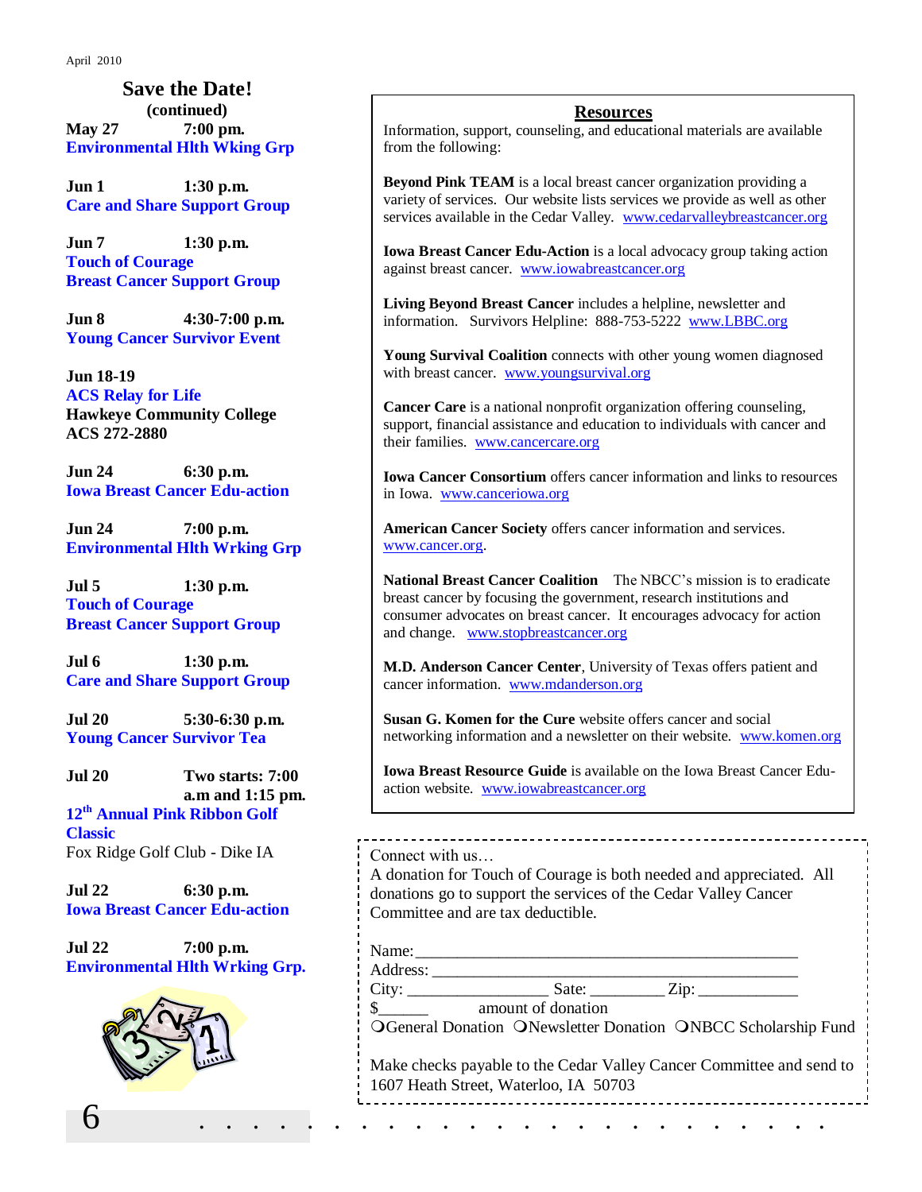## Save the Date!

**(continued)**

**May 27** **7:00 pm.**
**Environmental Hlth Wking Grp**

**Jun 1** **1:30 p.m.**
**Care and Share Support Group**

**Jun 7** **1:30 p.m.**
**Touch of Courage**
**Breast Cancer Support Group**

**Jun 8** **4:30-7:00 p.m.**
**Young Cancer Survivor Event**

**Jun 18-19**
**ACS Relay for Life**
**Hawkeye Community College**
**ACS 272-2880**

**Jun 24** **6:30 p.m.**
**Iowa Breast Cancer Edu-action**

**Jun 24** **7:00 p.m.**
**Environmental Hlth Wrking Grp**

**Jul 5** **1:30 p.m.**
**Touch of Courage**
**Breast Cancer Support Group**

**Jul 6** **1:30 p.m.**
**Care and Share Support Group**

**Jul 20** **5:30-6:30 p.m.**
**Young Cancer Survivor Tea**

**Jul 20** **Two starts: 7:00 a.m and 1:15 pm.**
**12th Annual Pink Ribbon Golf Classic**
Fox Ridge Golf Club - Dike IA

**Jul 22** **6:30 p.m.**
**Iowa Breast Cancer Edu-action**

**Jul 22** **7:00 p.m.**
**Environmental Hlth Wrking Grp.**

## Resources

Information, support, counseling, and educational materials are available from the following:

**Beyond Pink TEAM** is a local breast cancer organization providing a variety of services. Our website lists services we provide as well as other services available in the Cedar Valley. www.cedarvalleybreastcancer.org

**Iowa Breast Cancer Edu-Action** is a local advocacy group taking action against breast cancer. www.iowabreastcancer.org

**Living Beyond Breast Cancer** includes a helpline, newsletter and information. Survivors Helpline: 888-753-5222 www.LBBC.org

**Young Survival Coalition** connects with other young women diagnosed with breast cancer. www.youngsurvival.org

**Cancer Care** is a national nonprofit organization offering counseling, support, financial assistance and education to individuals with cancer and their families. www.cancercare.org

**Iowa Cancer Consortium** offers cancer information and links to resources in Iowa. www.canceriowa.org

**American Cancer Society** offers cancer information and services. www.cancer.org.

**National Breast Cancer Coalition** The NBCC's mission is to eradicate breast cancer by focusing the government, research institutions and consumer advocates on breast cancer. It encourages advocacy for action and change. www.stopbreastcancer.org

**M.D. Anderson Cancer Center**, University of Texas offers patient and cancer information. www.mdanderson.org

**Susan G. Komen for the Cure** website offers cancer and social networking information and a newsletter on their website. www.komen.org

**Iowa Breast Resource Guide** is available on the Iowa Breast Cancer Edu-action website. www.iowabreastcancer.org

---

Connect with us…
A donation for Touch of Courage is both needed and appreciated. All donations go to support the services of the Cedar Valley Cancer Committee and are tax deductible.

Name:_______________________________________________
Address: _____________________________________________
City: _________________ Sate: _________ Zip: ____________
$______ amount of donation
❍General Donation ❍Newsletter Donation ❍NBCC Scholarship Fund

Make checks payable to the Cedar Valley Cancer Committee and send to 1607 Heath Street, Waterloo, IA 50703